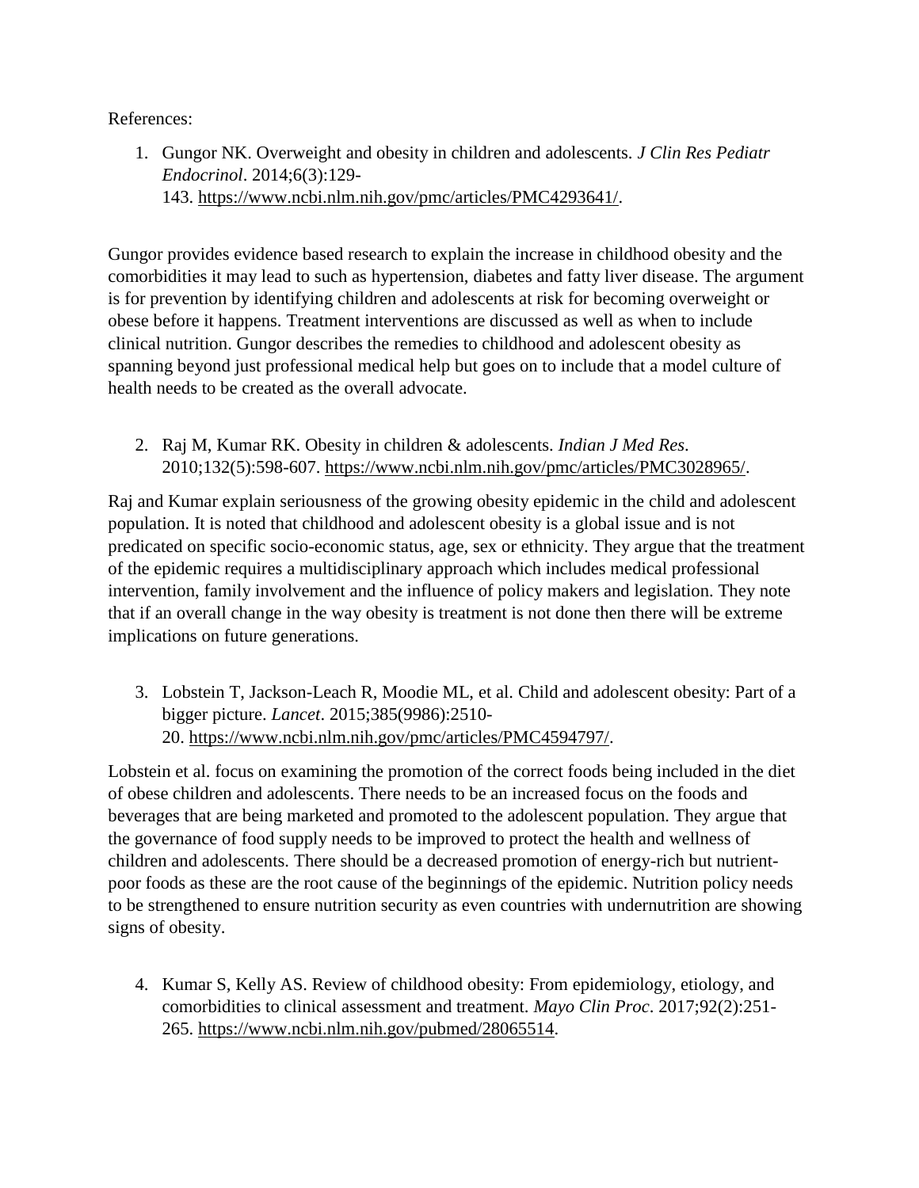References:

1. Gungor NK. Overweight and obesity in children and adolescents. *J Clin Res Pediatr Endocrinol*. 2014;6(3):129-143. https://www.ncbi.nlm.nih.gov/pmc/articles/PMC4293641/.

Gungor provides evidence based research to explain the increase in childhood obesity and the comorbidities it may lead to such as hypertension, diabetes and fatty liver disease. The argument is for prevention by identifying children and adolescents at risk for becoming overweight or obese before it happens. Treatment interventions are discussed as well as when to include clinical nutrition. Gungor describes the remedies to childhood and adolescent obesity as spanning beyond just professional medical help but goes on to include that a model culture of health needs to be created as the overall advocate.

2. Raj M, Kumar RK. Obesity in children & adolescents. *Indian J Med Res*. 2010;132(5):598-607. https://www.ncbi.nlm.nih.gov/pmc/articles/PMC3028965/.

Raj and Kumar explain seriousness of the growing obesity epidemic in the child and adolescent population. It is noted that childhood and adolescent obesity is a global issue and is not predicated on specific socio-economic status, age, sex or ethnicity. They argue that the treatment of the epidemic requires a multidisciplinary approach which includes medical professional intervention, family involvement and the influence of policy makers and legislation. They note that if an overall change in the way obesity is treatment is not done then there will be extreme implications on future generations.

3. Lobstein T, Jackson-Leach R, Moodie ML, et al. Child and adolescent obesity: Part of a bigger picture. *Lancet*. 2015;385(9986):2510-20. https://www.ncbi.nlm.nih.gov/pmc/articles/PMC4594797/.

Lobstein et al. focus on examining the promotion of the correct foods being included in the diet of obese children and adolescents. There needs to be an increased focus on the foods and beverages that are being marketed and promoted to the adolescent population. They argue that the governance of food supply needs to be improved to protect the health and wellness of children and adolescents. There should be a decreased promotion of energy-rich but nutrient-poor foods as these are the root cause of the beginnings of the epidemic. Nutrition policy needs to be strengthened to ensure nutrition security as even countries with undernutrition are showing signs of obesity.

4. Kumar S, Kelly AS. Review of childhood obesity: From epidemiology, etiology, and comorbidities to clinical assessment and treatment. *Mayo Clin Proc*. 2017;92(2):251-265. https://www.ncbi.nlm.nih.gov/pubmed/28065514.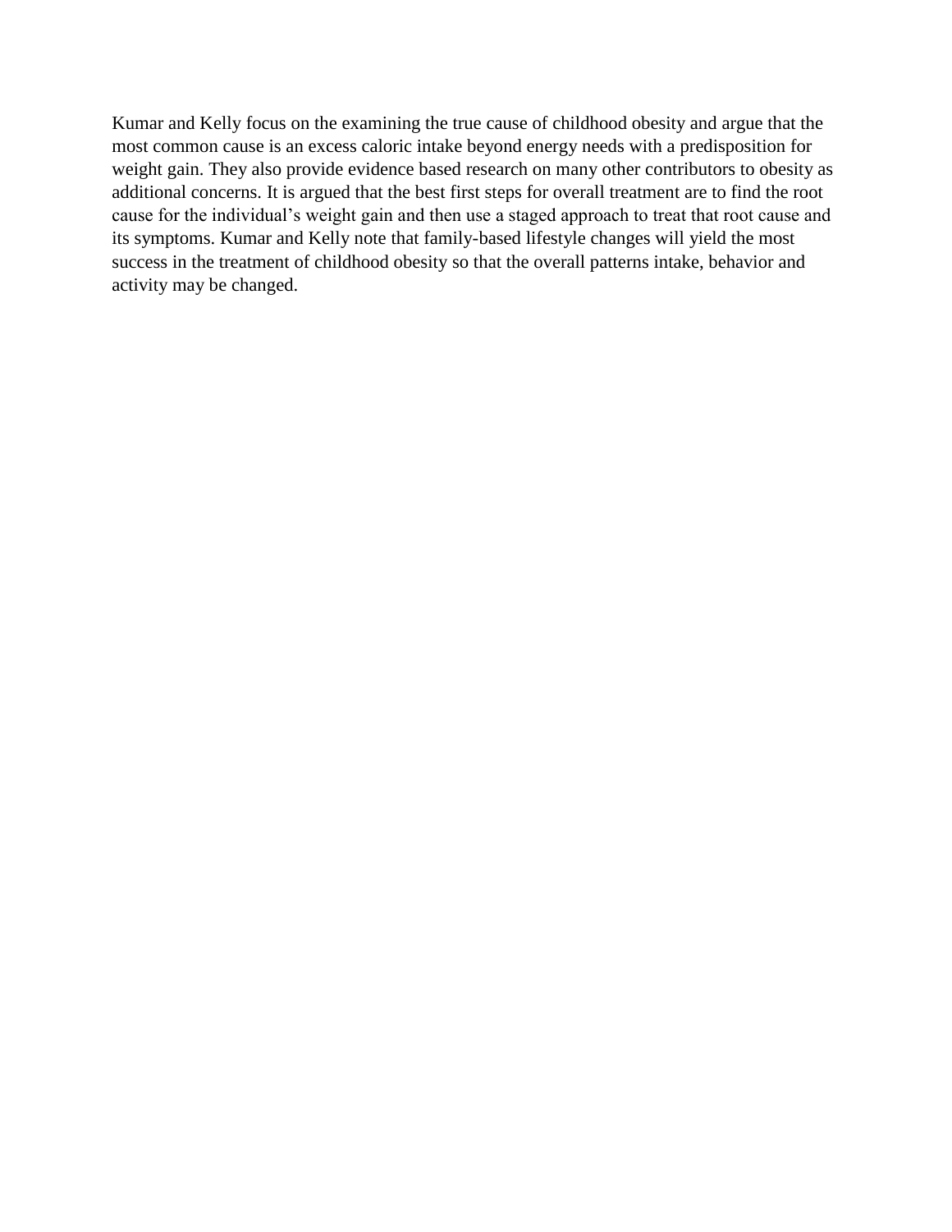Kumar and Kelly focus on the examining the true cause of childhood obesity and argue that the most common cause is an excess caloric intake beyond energy needs with a predisposition for weight gain. They also provide evidence based research on many other contributors to obesity as additional concerns. It is argued that the best first steps for overall treatment are to find the root cause for the individual's weight gain and then use a staged approach to treat that root cause and its symptoms. Kumar and Kelly note that family-based lifestyle changes will yield the most success in the treatment of childhood obesity so that the overall patterns intake, behavior and activity may be changed.